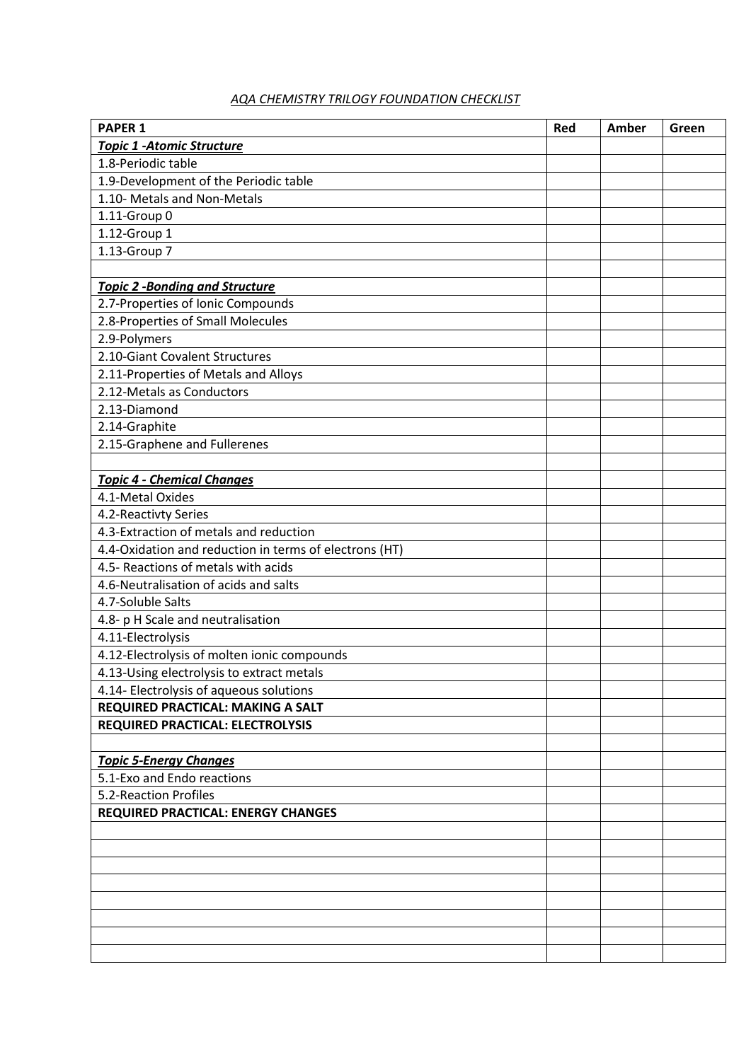*AQA CHEMISTRY TRILOGY FOUNDATION CHECKLIST*

| **PAPER 1** | **Red** | **Amber** | **Green** |
|---|---|---|---|
| ***Topic 1 -Atomic Structure*** | | | |
| 1.8-Periodic table | | | |
| 1.9-Development of the Periodic table | | | |
| 1.10- Metals and Non-Metals | | | |
| 1.11-Group 0 | | | |
| 1.12-Group 1 | | | |
| 1.13-Group 7 | | | |
| | | | |
| ***Topic 2 -Bonding and Structure*** | | | |
| 2.7-Properties of Ionic Compounds | | | |
| 2.8-Properties of Small Molecules | | | |
| 2.9-Polymers | | | |
| 2.10-Giant Covalent Structures | | | |
| 2.11-Properties of Metals and Alloys | | | |
| 2.12-Metals as Conductors | | | |
| 2.13-Diamond | | | |
| 2.14-Graphite | | | |
| 2.15-Graphene and Fullerenes | | | |
| | | | |
| ***Topic 4 - Chemical Changes*** | | | |
| 4.1-Metal Oxides | | | |
| 4.2-Reactivty Series | | | |
| 4.3-Extraction of metals and reduction | | | |
| 4.4-Oxidation and reduction in terms of electrons (HT) | | | |
| 4.5- Reactions of metals with acids | | | |
| 4.6-Neutralisation of acids and salts | | | |
| 4.7-Soluble Salts | | | |
| 4.8- p H Scale and neutralisation | | | |
| 4.11-Electrolysis | | | |
| 4.12-Electrolysis of molten ionic compounds | | | |
| 4.13-Using electrolysis to extract metals | | | |
| 4.14- Electrolysis of aqueous solutions | | | |
| **REQUIRED PRACTICAL: MAKING A SALT** | | | |
| **REQUIRED PRACTICAL: ELECTROLYSIS** | | | |
| | | | |
| ***Topic 5-Energy Changes*** | | | |
| 5.1-Exo and Endo reactions | | | |
| 5.2-Reaction Profiles | | | |
| **REQUIRED PRACTICAL: ENERGY CHANGES** | | | |
| | | | |
| | | | |
| | | | |
| | | | |
| | | | |
| | | | |
| | | | |
| | | | |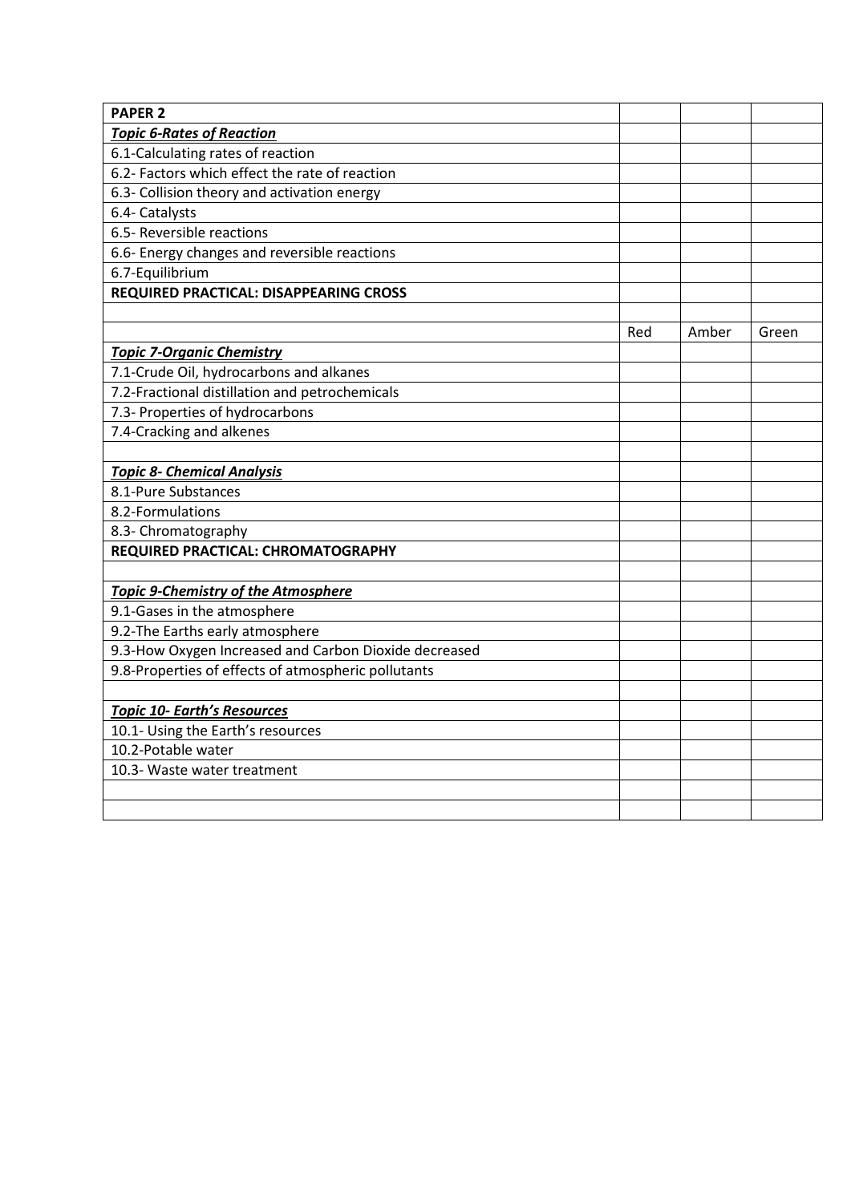| | | | |
|---|---|---|---|
| **PAPER 2** | | | |
| ***Topic 6-Rates of Reaction*** | | | |
| 6.1-Calculating rates of reaction | | | |
| 6.2- Factors which effect the rate of reaction | | | |
| 6.3- Collision theory and activation energy | | | |
| 6.4- Catalysts | | | |
| 6.5- Reversible reactions | | | |
| 6.6- Energy changes and reversible reactions | | | |
| 6.7-Equilibrium | | | |
| **REQUIRED PRACTICAL: DISAPPEARING CROSS** | | | |
| | | | |
| | Red | Amber | Green |
| ***Topic 7-Organic Chemistry*** | | | |
| 7.1-Crude Oil, hydrocarbons and alkanes | | | |
| 7.2-Fractional distillation and petrochemicals | | | |
| 7.3- Properties of hydrocarbons | | | |
| 7.4-Cracking and alkenes | | | |
| | | | |
| ***Topic 8- Chemical Analysis*** | | | |
| 8.1-Pure Substances | | | |
| 8.2-Formulations | | | |
| 8.3- Chromatography | | | |
| **REQUIRED PRACTICAL: CHROMATOGRAPHY** | | | |
| | | | |
| ***Topic 9-Chemistry of the Atmosphere*** | | | |
| 9.1-Gases in the atmosphere | | | |
| 9.2-The Earths early atmosphere | | | |
| 9.3-How Oxygen Increased and Carbon Dioxide decreased | | | |
| 9.8-Properties of effects of atmospheric pollutants | | | |
| | | | |
| ***Topic 10- Earth's Resources*** | | | |
| 10.1- Using the Earth's resources | | | |
| 10.2-Potable water | | | |
| 10.3- Waste water treatment | | | |
| | | | |
| | | | |